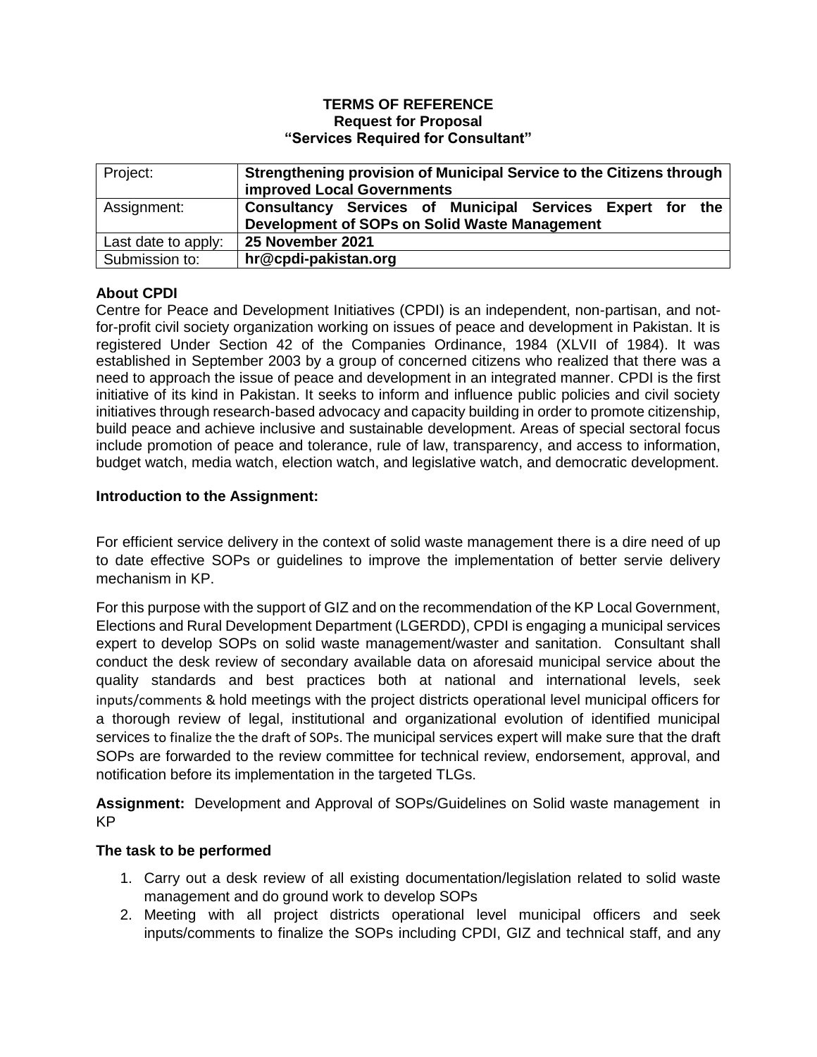**TERMS OF REFERENCE**
**Request for Proposal**
**"Services Required for Consultant"**

| Project: | **Strengthening provision of Municipal Service to the Citizens through improved Local Governments** |
|---|---|
| Assignment: | **Consultancy Services of Municipal Services Expert for the Development of SOPs on Solid Waste Management** |
| Last date to apply: | **25 November 2021** |
| Submission to: | **hr@cpdi-pakistan.org** |

### About CPDI

Centre for Peace and Development Initiatives (CPDI) is an independent, non-partisan, and not-for-profit civil society organization working on issues of peace and development in Pakistan. It is registered Under Section 42 of the Companies Ordinance, 1984 (XLVII of 1984). It was established in September 2003 by a group of concerned citizens who realized that there was a need to approach the issue of peace and development in an integrated manner. CPDI is the first initiative of its kind in Pakistan. It seeks to inform and influence public policies and civil society initiatives through research-based advocacy and capacity building in order to promote citizenship, build peace and achieve inclusive and sustainable development. Areas of special sectoral focus include promotion of peace and tolerance, rule of law, transparency, and access to information, budget watch, media watch, election watch, and legislative watch, and democratic development.

### Introduction to the Assignment:

For efficient service delivery in the context of solid waste management there is a dire need of up to date effective SOPs or guidelines to improve the implementation of better servie delivery mechanism in KP.

For this purpose with the support of GIZ and on the recommendation of the KP Local Government, Elections and Rural Development Department (LGERDD), CPDI is engaging a municipal services expert to develop SOPs on solid waste management/waster and sanitation. Consultant shall conduct the desk review of secondary available data on aforesaid municipal service about the quality standards and best practices both at national and international levels, seek inputs/comments & hold meetings with the project districts operational level municipal officers for a thorough review of legal, institutional and organizational evolution of identified municipal services to finalize the the draft of SOPs. The municipal services expert will make sure that the draft SOPs are forwarded to the review committee for technical review, endorsement, approval, and notification before its implementation in the targeted TLGs.

**Assignment:** Development and Approval of SOPs/Guidelines on Solid waste management in KP

### The task to be performed

1. Carry out a desk review of all existing documentation/legislation related to solid waste management and do ground work to develop SOPs
2. Meeting with all project districts operational level municipal officers and seek inputs/comments to finalize the SOPs including CPDI, GIZ and technical staff, and any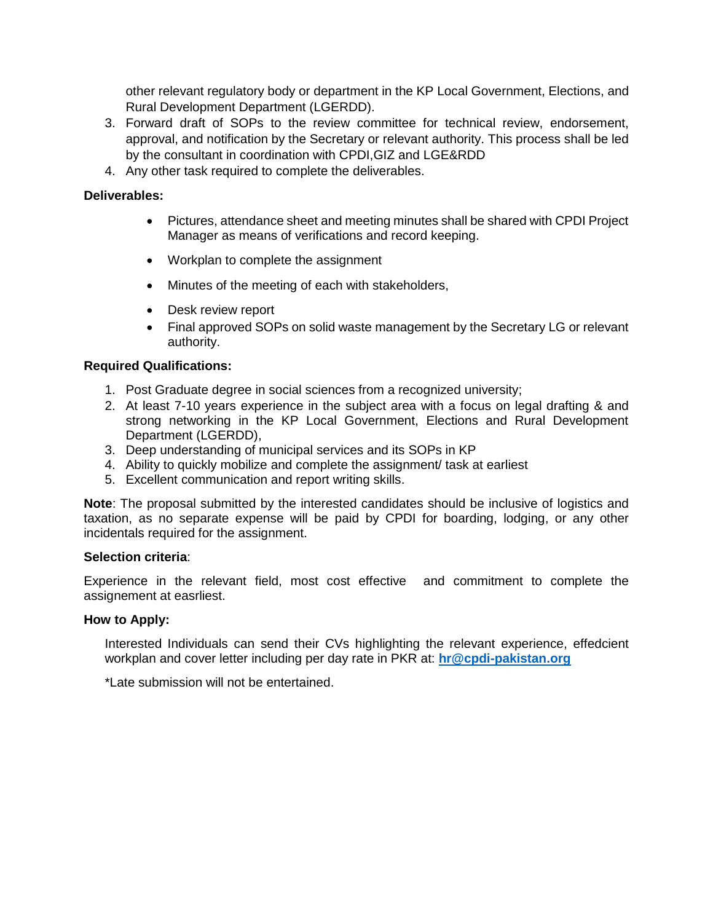other relevant regulatory body or department in the KP Local Government, Elections, and Rural Development Department (LGERDD).

3. Forward draft of SOPs to the review committee for technical review, endorsement, approval, and notification by the Secretary or relevant authority. This process shall be led by the consultant in coordination with CPDI,GIZ and LGE&RDD
4. Any other task required to complete the deliverables.

**Deliverables:**

- Pictures, attendance sheet and meeting minutes shall be shared with CPDI Project Manager as means of verifications and record keeping.
- Workplan to complete the assignment
- Minutes of the meeting of each with stakeholders,
- Desk review report
- Final approved SOPs on solid waste management by the Secretary LG or relevant authority.

**Required Qualifications:**

1. Post Graduate degree in social sciences from a recognized university;
2. At least 7-10 years experience in the subject area with a focus on legal drafting & and strong networking in the KP Local Government, Elections and Rural Development Department (LGERDD),
3. Deep understanding of municipal services and its SOPs in KP
4. Ability to quickly mobilize and complete the assignment/ task at earliest
5. Excellent communication and report writing skills.

**Note**: The proposal submitted by the interested candidates should be inclusive of logistics and taxation, as no separate expense will be paid by CPDI for boarding, lodging, or any other incidentals required for the assignment.

**Selection criteria**:

Experience in the relevant field, most cost effective and commitment to complete the assignement at easrliest.

**How to Apply:**

Interested Individuals can send their CVs highlighting the relevant experience, effedcient workplan and cover letter including per day rate in PKR at: **hr@cpdi-pakistan.org**

*Late submission will not be entertained.